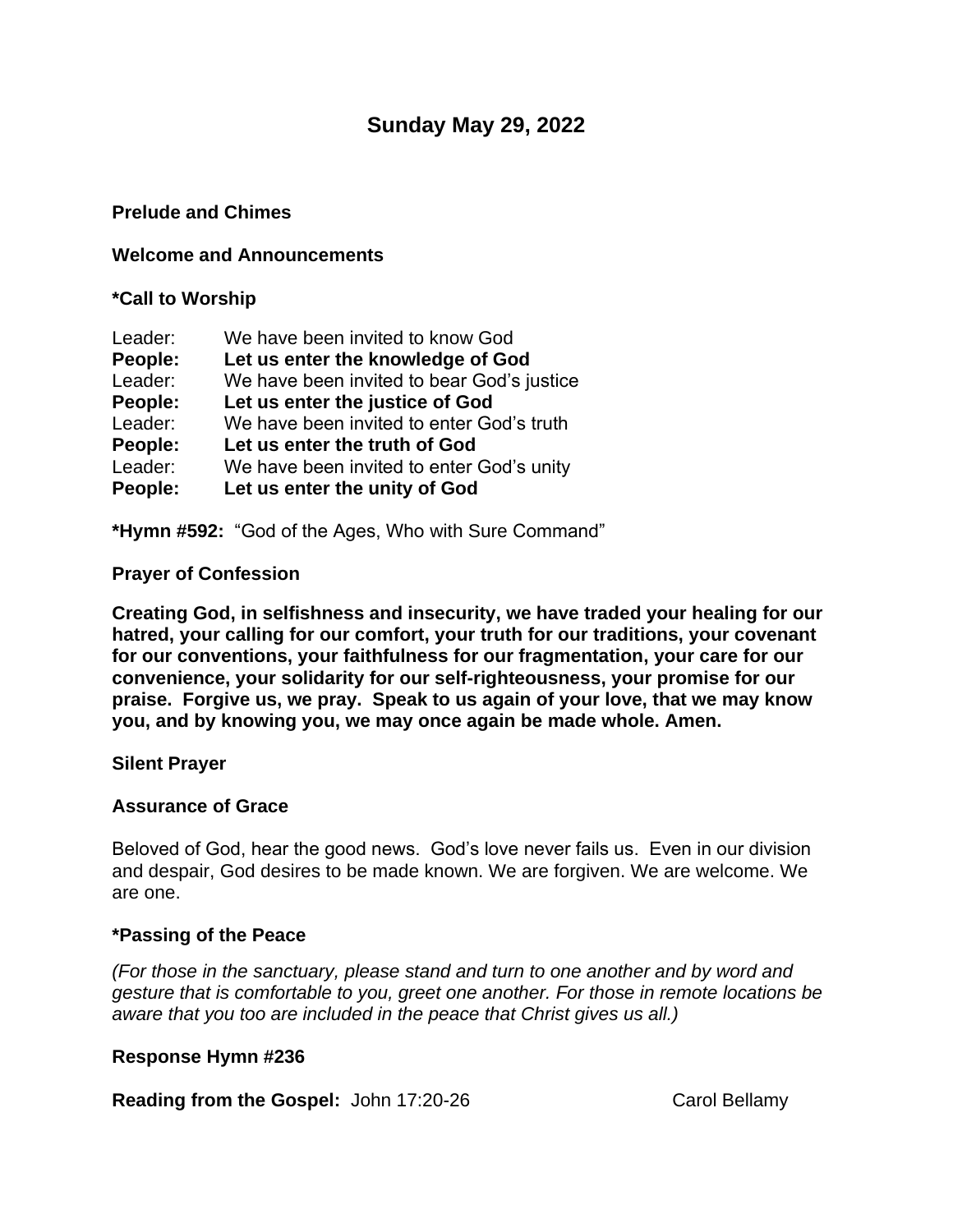# Sunday May 29, 2022

**Prelude and Chimes**

**Welcome and Announcements**

**\*Call to Worship**

Leader: We have been invited to know God
**People: Let us enter the knowledge of God**
Leader: We have been invited to bear God's justice
**People: Let us enter the justice of God**
Leader: We have been invited to enter God's truth
**People: Let us enter the truth of God**
Leader: We have been invited to enter God's unity
**People: Let us enter the unity of God**

**\*Hymn #592:** "God of the Ages, Who with Sure Command"

**Prayer of Confession**

**Creating God, in selfishness and insecurity, we have traded your healing for our hatred, your calling for our comfort, your truth for our traditions, your covenant for our conventions, your faithfulness for our fragmentation, your care for our convenience, your solidarity for our self-righteousness, your promise for our praise. Forgive us, we pray. Speak to us again of your love, that we may know you, and by knowing you, we may once again be made whole. Amen.**

**Silent Prayer**

**Assurance of Grace**

Beloved of God, hear the good news. God's love never fails us. Even in our division and despair, God desires to be made known. We are forgiven. We are welcome. We are one.

**\*Passing of the Peace**

*(For those in the sanctuary, please stand and turn to one another and by word and gesture that is comfortable to you, greet one another. For those in remote locations be aware that you too are included in the peace that Christ gives us all.)*

**Response Hymn #236**

**Reading from the Gospel:** John 17:20-26 Carol Bellamy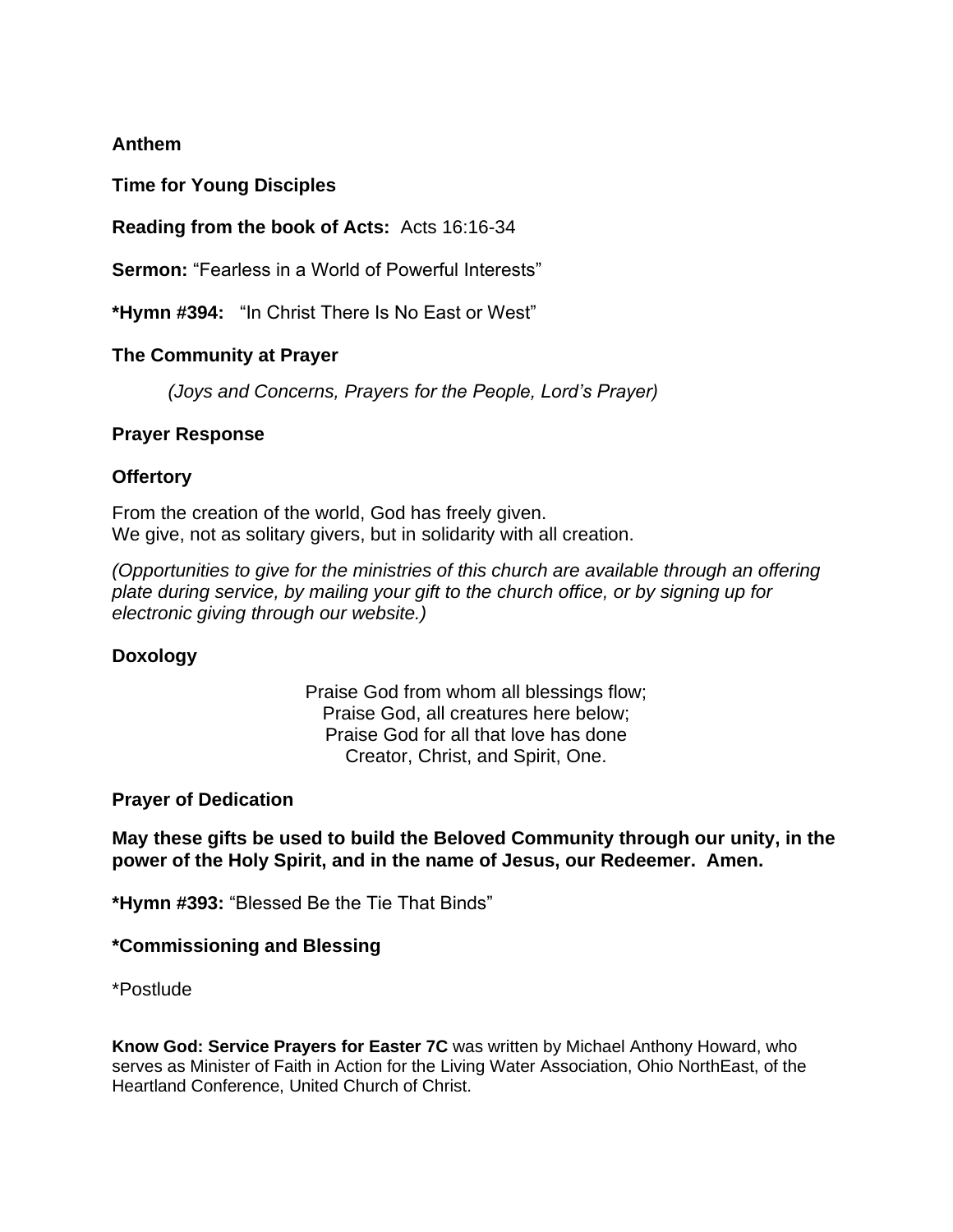**Anthem**

**Time for Young Disciples**

**Reading from the book of Acts:** Acts 16:16-34

**Sermon:** "Fearless in a World of Powerful Interests"

***Hymn #394:** "In Christ There Is No East or West"

**The Community at Prayer**

*(Joys and Concerns, Prayers for the People, Lord's Prayer)*

**Prayer Response**

**Offertory**

From the creation of the world, God has freely given.
We give, not as solitary givers, but in solidarity with all creation.

*(Opportunities to give for the ministries of this church are available through an offering plate during service, by mailing your gift to the church office, or by signing up for electronic giving through our website.)*

**Doxology**

Praise God from whom all blessings flow;
Praise God, all creatures here below;
Praise God for all that love has done
Creator, Christ, and Spirit, One.

**Prayer of Dedication**

**May these gifts be used to build the Beloved Community through our unity, in the power of the Holy Spirit, and in the name of Jesus, our Redeemer. Amen.**

***Hymn #393:** "Blessed Be the Tie That Binds"

***Commissioning and Blessing**

*Postlude

**Know God: Service Prayers for Easter 7C** was written by Michael Anthony Howard, who serves as Minister of Faith in Action for the Living Water Association, Ohio NorthEast, of the Heartland Conference, United Church of Christ.